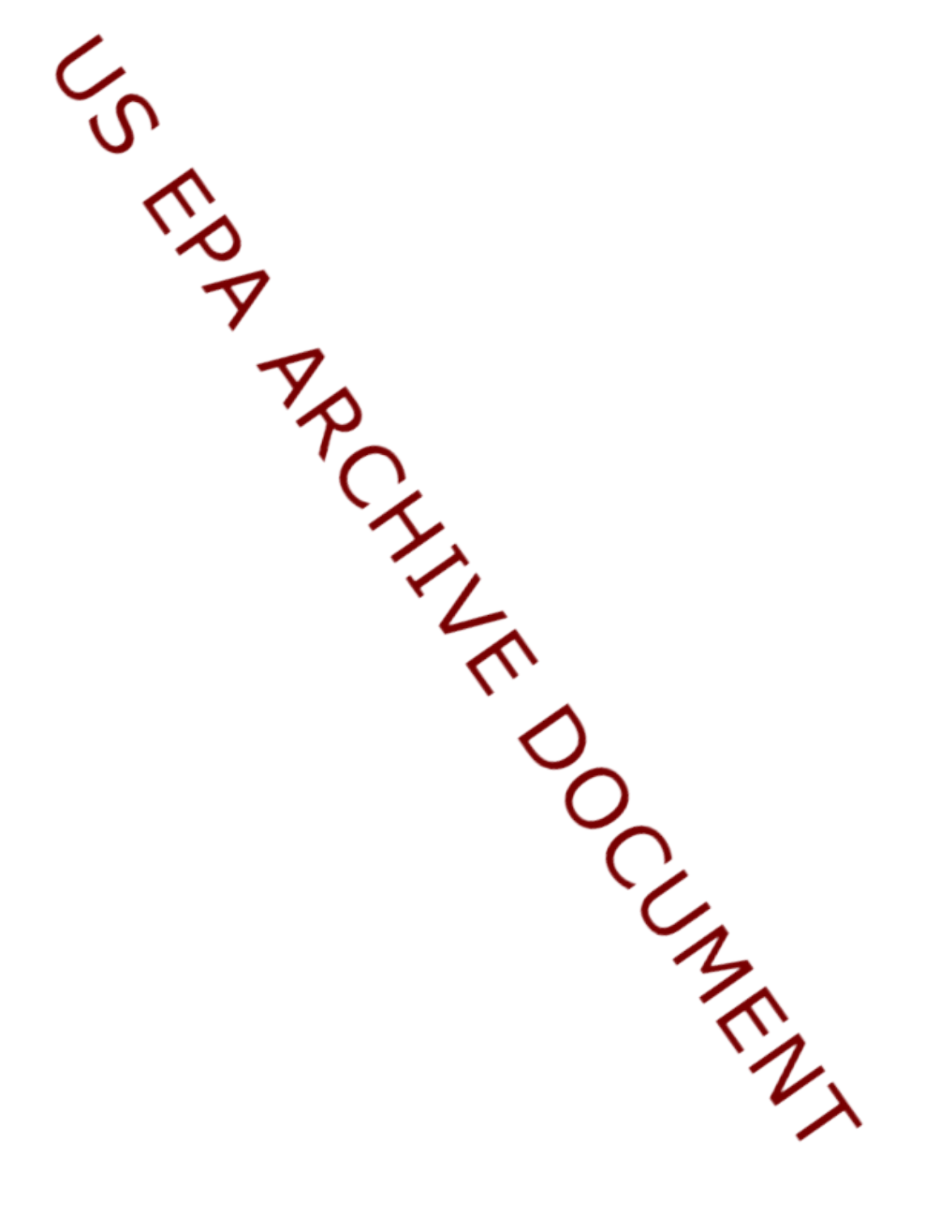US EPA ARCHIVE DOCUMENT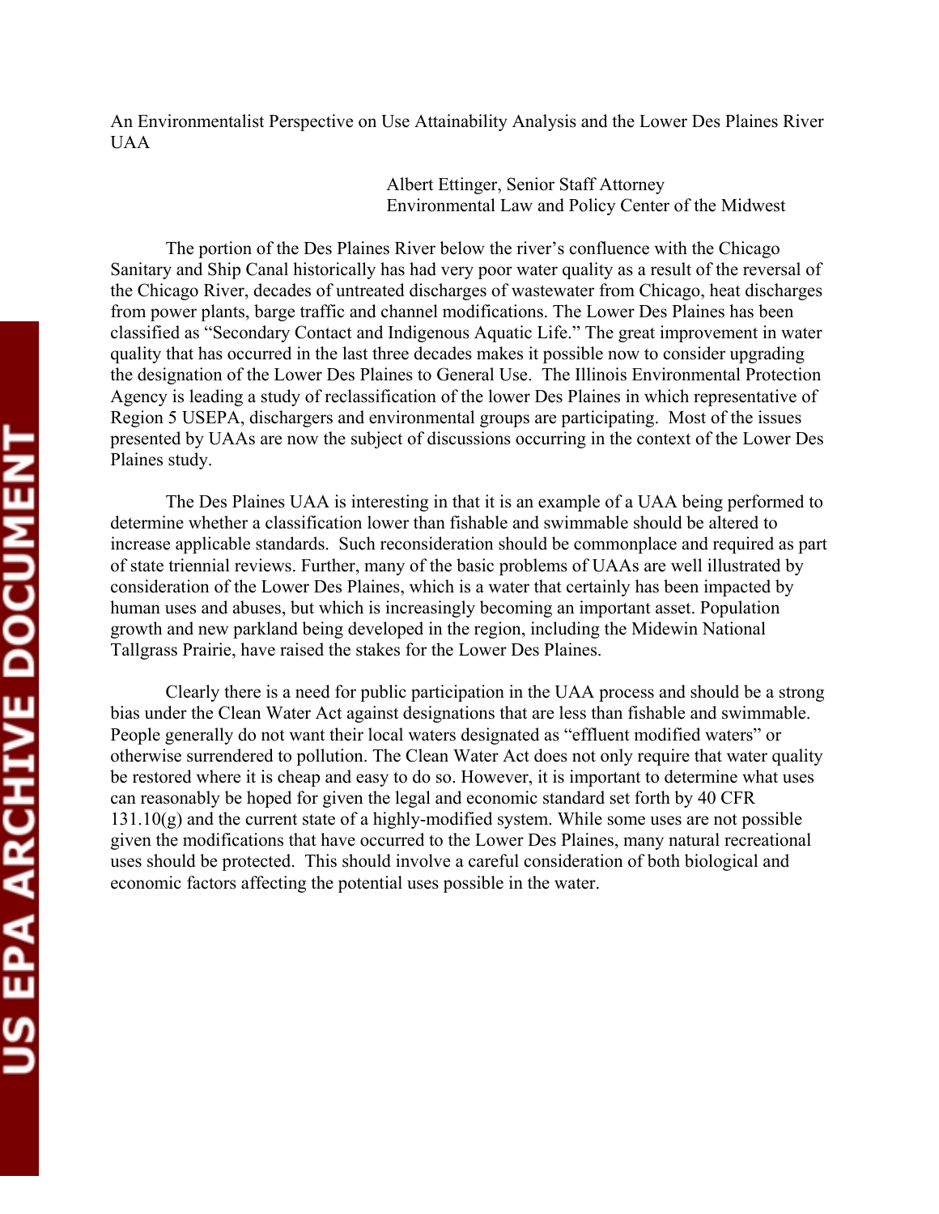An Environmentalist Perspective on Use Attainability Analysis and the Lower Des Plaines River UAA

Albert Ettinger, Senior Staff Attorney
Environmental Law and Policy Center of the Midwest

The portion of the Des Plaines River below the river's confluence with the Chicago Sanitary and Ship Canal historically has had very poor water quality as a result of the reversal of the Chicago River, decades of untreated discharges of wastewater from Chicago, heat discharges from power plants, barge traffic and channel modifications. The Lower Des Plaines has been classified as "Secondary Contact and Indigenous Aquatic Life." The great improvement in water quality that has occurred in the last three decades makes it possible now to consider upgrading the designation of the Lower Des Plaines to General Use. The Illinois Environmental Protection Agency is leading a study of reclassification of the lower Des Plaines in which representative of Region 5 USEPA, dischargers and environmental groups are participating. Most of the issues presented by UAAs are now the subject of discussions occurring in the context of the Lower Des Plaines study.

The Des Plaines UAA is interesting in that it is an example of a UAA being performed to determine whether a classification lower than fishable and swimmable should be altered to increase applicable standards. Such reconsideration should be commonplace and required as part of state triennial reviews. Further, many of the basic problems of UAAs are well illustrated by consideration of the Lower Des Plaines, which is a water that certainly has been impacted by human uses and abuses, but which is increasingly becoming an important asset. Population growth and new parkland being developed in the region, including the Midewin National Tallgrass Prairie, have raised the stakes for the Lower Des Plaines.

Clearly there is a need for public participation in the UAA process and should be a strong bias under the Clean Water Act against designations that are less than fishable and swimmable. People generally do not want their local waters designated as "effluent modified waters" or otherwise surrendered to pollution. The Clean Water Act does not only require that water quality be restored where it is cheap and easy to do so. However, it is important to determine what uses can reasonably be hoped for given the legal and economic standard set forth by 40 CFR 131.10(g) and the current state of a highly-modified system. While some uses are not possible given the modifications that have occurred to the Lower Des Plaines, many natural recreational uses should be protected. This should involve a careful consideration of both biological and economic factors affecting the potential uses possible in the water.